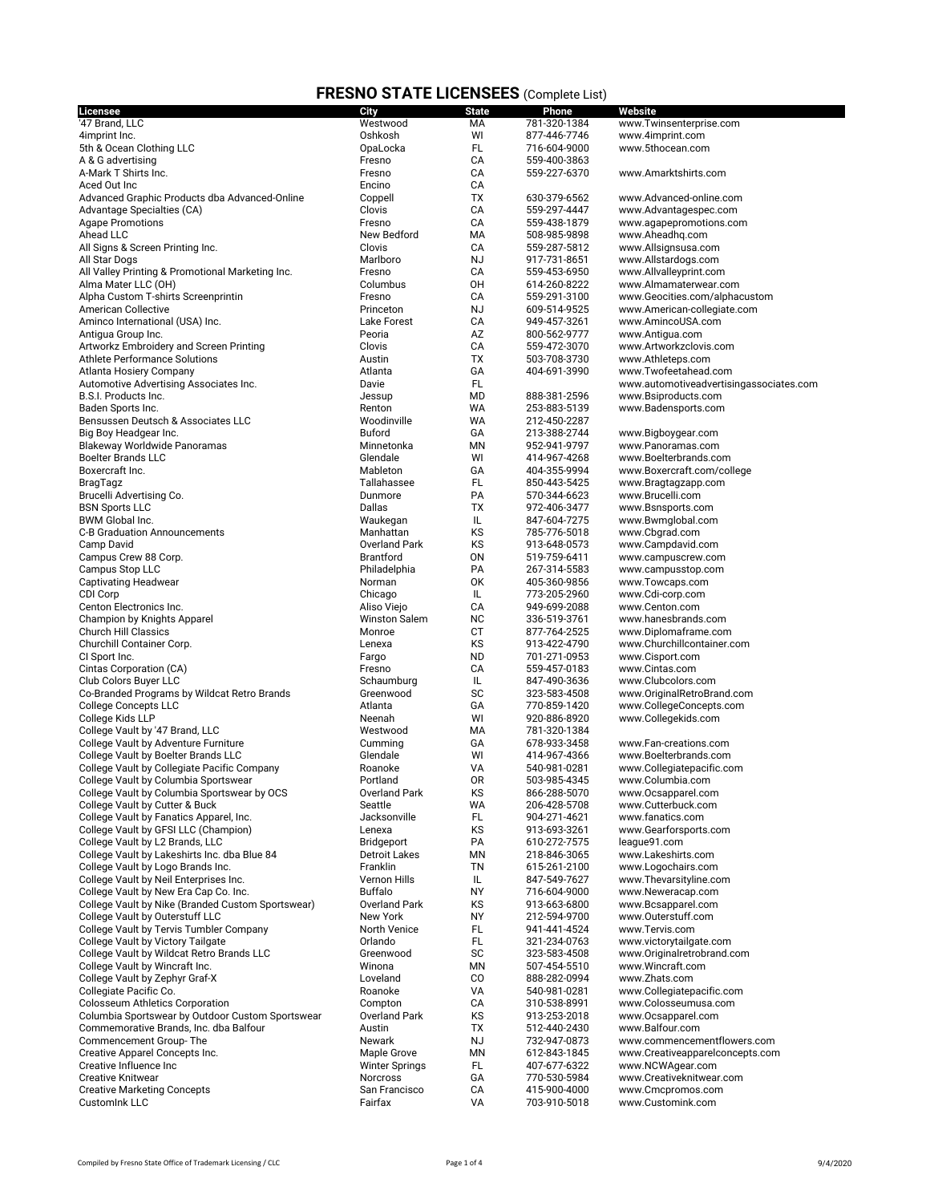# FRESNO STATE LICENSEES (Complete List)

| Licensee | City | State | Phone | Website |
|---|---|---|---|---|
| '47 Brand, LLC | Westwood | MA | 781-320-1384 | www.Twinsenterprise.com |
| 4imprint Inc. | Oshkosh | WI | 877-446-7746 | www.4imprint.com |
| 5th & Ocean Clothing LLC | OpaLocka | FL | 716-604-9000 | www.5thocean.com |
| A & G advertising | Fresno | CA | 559-400-3863 | |
| A-Mark T Shirts Inc. | Fresno | CA | 559-227-6370 | www.Amarktshirts.com |
| Aced Out Inc | Encino | CA | | |
| Advanced Graphic Products dba Advanced-Online | Coppell | TX | 630-379-6562 | www.Advanced-online.com |
| Advantage Specialties (CA) | Clovis | CA | 559-297-4447 | www.Advantagespec.com |
| Agape Promotions | Fresno | CA | 559-438-1879 | www.agapepromotions.com |
| Ahead LLC | New Bedford | MA | 508-985-9898 | www.Aheadhq.com |
| All Signs & Screen Printing Inc. | Clovis | CA | 559-287-5812 | www.Allsignsusa.com |
| All Star Dogs | Marlboro | NJ | 917-731-8651 | www.Allstardogs.com |
| All Valley Printing & Promotional Marketing Inc. | Fresno | CA | 559-453-6950 | www.Allvalleyprint.com |
| Alma Mater LLC (OH) | Columbus | OH | 614-260-8222 | www.Almamaterwear.com |
| Alpha Custom T-shirts Screenprintin | Fresno | CA | 559-291-3100 | www.Geocities.com/alphacustom |
| American Collective | Princeton | NJ | 609-514-9525 | www.American-collegiate.com |
| Aminco International (USA) Inc. | Lake Forest | CA | 949-457-3261 | www.AmincoUSA.com |
| Antigua Group Inc. | Peoria | AZ | 800-562-9777 | www.Antigua.com |
| Artworkz Embroidery and Screen Printing | Clovis | CA | 559-472-3070 | www.Artworkzclovis.com |
| Athlete Performance Solutions | Austin | TX | 503-708-3730 | www.Athleteps.com |
| Atlanta Hosiery Company | Atlanta | GA | 404-691-3990 | www.Twofeetahead.com |
| Automotive Advertising Associates Inc. | Davie | FL | | www.automotiveadvertisingassociates.com |
| B.S.I. Products Inc. | Jessup | MD | 888-381-2596 | www.Bsiproducts.com |
| Baden Sports Inc. | Renton | WA | 253-883-5139 | www.Badensports.com |
| Bensussen Deutsch & Associates LLC | Woodinville | WA | 212-450-2287 | |
| Big Boy Headgear Inc. | Buford | GA | 213-388-2744 | www.Bigboygear.com |
| Blakeway Worldwide Panoramas | Minnetonka | MN | 952-941-9797 | www.Panoramas.com |
| Boelter Brands LLC | Glendale | WI | 414-967-4268 | www.Boelterbrands.com |
| Boxercraft Inc. | Mableton | GA | 404-355-9994 | www.Boxercraft.com/college |
| BragTagz | Tallahassee | FL | 850-443-5425 | www.Bragtagzapp.com |
| Brucelli Advertising Co. | Dunmore | PA | 570-344-6623 | www.Brucelli.com |
| BSN Sports LLC | Dallas | TX | 972-406-3477 | www.Bsnsports.com |
| BWM Global Inc. | Waukegan | IL | 847-604-7275 | www.Bwmglobal.com |
| C-B Graduation Announcements | Manhattan | KS | 785-776-5018 | www.Cbgrad.com |
| Camp David | Overland Park | KS | 913-648-0573 | www.Campdavid.com |
| Campus Crew 88 Corp. | Brantford | ON | 519-759-6411 | www.campuscrew.com |
| Campus Stop LLC | Philadelphia | PA | 267-314-5583 | www.campusstop.com |
| Captivating Headwear | Norman | OK | 405-360-9856 | www.Towcaps.com |
| CDI Corp | Chicago | IL | 773-205-2960 | www.Cdi-corp.com |
| Centon Electronics Inc. | Aliso Viejo | CA | 949-699-2088 | www.Centon.com |
| Champion by Knights Apparel | Winston Salem | NC | 336-519-3761 | www.hanesbrands.com |
| Church Hill Classics | Monroe | CT | 877-764-2525 | www.Diplomaframe.com |
| Churchill Container Corp. | Lenexa | KS | 913-422-4790 | www.Churchillcontainer.com |
| CI Sport Inc. | Fargo | ND | 701-271-0953 | www.Cisport.com |
| Cintas Corporation (CA) | Fresno | CA | 559-457-0183 | www.Cintas.com |
| Club Colors Buyer LLC | Schaumburg | IL | 847-490-3636 | www.Clubcolors.com |
| Co-Branded Programs by Wildcat Retro Brands | Greenwood | SC | 323-583-4508 | www.OriginalRetroBrand.com |
| College Concepts LLC | Atlanta | GA | 770-859-1420 | www.CollegeConcepts.com |
| College Kids LLP | Neenah | WI | 920-886-8920 | www.Collegekids.com |
| College Vault by '47 Brand, LLC | Westwood | MA | 781-320-1384 | |
| College Vault by Adventure Furniture | Cumming | GA | 678-933-3458 | www.Fan-creations.com |
| College Vault by Boelter Brands LLC | Glendale | WI | 414-967-4366 | www.Boelterbrands.com |
| College Vault by Collegiate Pacific Company | Roanoke | VA | 540-981-0281 | www.Collegiatepacific.com |
| College Vault by Columbia Sportswear | Portland | OR | 503-985-4345 | www.Columbia.com |
| College Vault by Columbia Sportswear by OCS | Overland Park | KS | 866-288-5070 | www.Ocsapparel.com |
| College Vault by Cutter & Buck | Seattle | WA | 206-428-5708 | www.Cutterbuck.com |
| College Vault by Fanatics Apparel, Inc. | Jacksonville | FL | 904-271-4621 | www.fanatics.com |
| College Vault by GFSI LLC (Champion) | Lenexa | KS | 913-693-3261 | www.Gearforsports.com |
| College Vault by L2 Brands, LLC | Bridgeport | PA | 610-272-7575 | league91.com |
| College Vault by Lakeshirts Inc. dba Blue 84 | Detroit Lakes | MN | 218-846-3065 | www.Lakeshirts.com |
| College Vault by Logo Brands Inc. | Franklin | TN | 615-261-2100 | www.Logochairs.com |
| College Vault by Neil Enterprises Inc. | Vernon Hills | IL | 847-549-7627 | www.Thevarsityline.com |
| College Vault by New Era Cap Co. Inc. | Buffalo | NY | 716-604-9000 | www.Neweracap.com |
| College Vault by Nike (Branded Custom Sportswear) | Overland Park | KS | 913-663-6800 | www.Bcsapparel.com |
| College Vault by Outerstuff LLC | New York | NY | 212-594-9700 | www.Outerstuff.com |
| College Vault by Tervis Tumbler Company | North Venice | FL | 941-441-4524 | www.Tervis.com |
| College Vault by Victory Tailgate | Orlando | FL | 321-234-0763 | www.victorytailgate.com |
| College Vault by Wildcat Retro Brands LLC | Greenwood | SC | 323-583-4508 | www.Originalretrobrand.com |
| College Vault by Wincraft Inc. | Winona | MN | 507-454-5510 | www.Wincraft.com |
| College Vault by Zephyr Graf-X | Loveland | CO | 888-282-0994 | www.Zhats.com |
| Collegiate Pacific Co. | Roanoke | VA | 540-981-0281 | www.Collegiatepacific.com |
| Colosseum Athletics Corporation | Compton | CA | 310-538-8991 | www.Colosseumusa.com |
| Columbia Sportswear by Outdoor Custom Sportswear | Overland Park | KS | 913-253-2018 | www.Ocsapparel.com |
| Commemorative Brands, Inc. dba Balfour | Austin | TX | 512-440-2430 | www.Balfour.com |
| Commencement Group- The | Newark | NJ | 732-947-0873 | www.commencementflowers.com |
| Creative Apparel Concepts Inc. | Maple Grove | MN | 612-843-1845 | www.Creativeapparelconcepts.com |
| Creative Influence Inc | Winter Springs | FL | 407-677-6322 | www.NCWAgear.com |
| Creative Knitwear | Norcross | GA | 770-530-5984 | www.Creativeknitwear.com |
| Creative Marketing Concepts | San Francisco | CA | 415-900-4000 | www.Cmcpromos.com |
| CustomInk LLC | Fairfax | VA | 703-910-5018 | www.Customink.com |

Compiled by Fresno State Office of Trademark Licensing / CLC

9/4/2020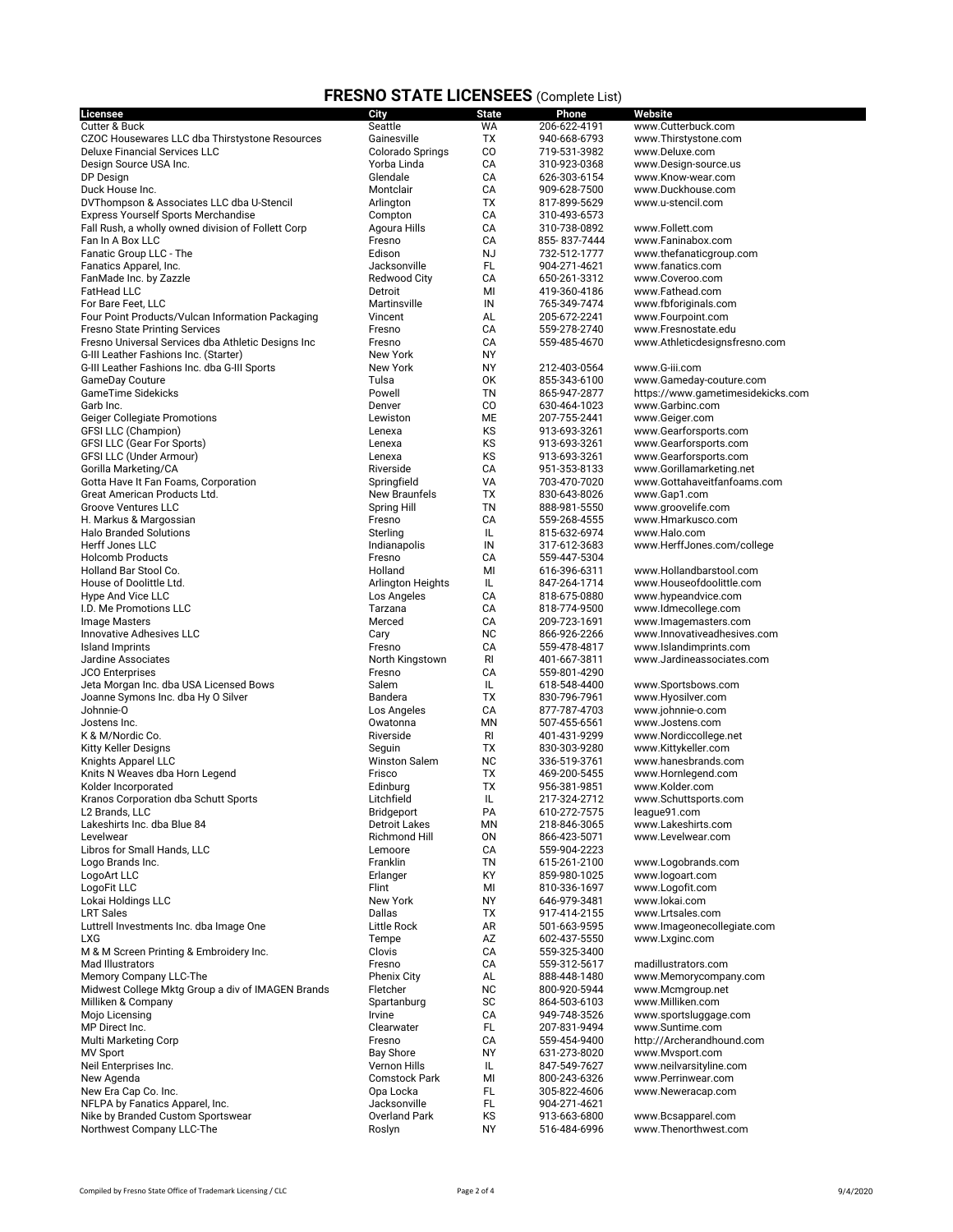## **FRESNO STATE LICENSEES** (Complete List)

| Licensee | City | State | Phone | Website |
|---|---|---|---|---|
| Cutter & Buck | Seattle | WA | 206-622-4191 | www.Cutterbuck.com |
| CZOC Housewares LLC dba Thirstystone Resources | Gainesville | TX | 940-668-6793 | www.Thirstystone.com |
| Deluxe Financial Services LLC | Colorado Springs | CO | 719-531-3982 | www.Deluxe.com |
| Design Source USA Inc. | Yorba Linda | CA | 310-923-0368 | www.Design-source.us |
| DP Design | Glendale | CA | 626-303-6154 | www.Know-wear.com |
| Duck House Inc. | Montclair | CA | 909-628-7500 | www.Duckhouse.com |
| DVThompson & Associates LLC dba U-Stencil | Arlington | TX | 817-899-5629 | www.u-stencil.com |
| Express Yourself Sports Merchandise | Compton | CA | 310-493-6573 | |
| Fall Rush, a wholly owned division of Follett Corp | Agoura Hills | CA | 310-738-0892 | www.Follett.com |
| Fan In A Box LLC | Fresno | CA | 855- 837-7444 | www.Faninabox.com |
| Fanatic Group LLC - The | Edison | NJ | 732-512-1777 | www.thefanaticgroup.com |
| Fanatics Apparel, Inc. | Jacksonville | FL | 904-271-4621 | www.fanatics.com |
| FanMade Inc. by Zazzle | Redwood City | CA | 650-261-3312 | www.Coveroo.com |
| FatHead LLC | Detroit | MI | 419-360-4186 | www.Fathead.com |
| For Bare Feet, LLC | Martinsville | IN | 765-349-7474 | www.fbforiginals.com |
| Four Point Products/Vulcan Information Packaging | Vincent | AL | 205-672-2241 | www.Fourpoint.com |
| Fresno State Printing Services | Fresno | CA | 559-278-2740 | www.Fresnostate.edu |
| Fresno Universal Services dba Athletic Designs Inc | Fresno | CA | 559-485-4670 | www.Athleticdesignsfresno.com |
| G-III Leather Fashions Inc. (Starter) | New York | NY | | |
| G-III Leather Fashions Inc. dba G-III Sports | New York | NY | 212-403-0564 | www.G-iii.com |
| GameDay Couture | Tulsa | OK | 855-343-6100 | www.Gameday-couture.com |
| GameTime Sidekicks | Powell | TN | 865-947-2877 | https://www.gametimesidekicks.com |
| Garb Inc. | Denver | CO | 630-464-1023 | www.Garbinc.com |
| Geiger Collegiate Promotions | Lewiston | ME | 207-755-2441 | www.Geiger.com |
| GFSI LLC (Champion) | Lenexa | KS | 913-693-3261 | www.Gearforsports.com |
| GFSI LLC (Gear For Sports) | Lenexa | KS | 913-693-3261 | www.Gearforsports.com |
| GFSI LLC (Under Armour) | Lenexa | KS | 913-693-3261 | www.Gearforsports.com |
| Gorilla Marketing/CA | Riverside | CA | 951-353-8133 | www.Gorillamarketing.net |
| Gotta Have It Fan Foams, Corporation | Springfield | VA | 703-470-7020 | www.Gottahaveitfanfoams.com |
| Great American Products Ltd. | New Braunfels | TX | 830-643-8026 | www.Gap1.com |
| Groove Ventures LLC | Spring Hill | TN | 888-981-5550 | www.groovelife.com |
| H. Markus & Margossian | Fresno | CA | 559-268-4555 | www.Hmarkusco.com |
| Halo Branded Solutions | Sterling | IL | 815-632-6974 | www.Halo.com |
| Herff Jones LLC | Indianapolis | IN | 317-612-3683 | www.HerffJones.com/college |
| Holcomb Products | Fresno | CA | 559-447-5304 | |
| Holland Bar Stool Co. | Holland | MI | 616-396-6311 | www.Hollandbarstool.com |
| House of Doolittle Ltd. | Arlington Heights | IL | 847-264-1714 | www.Houseofdoolittle.com |
| Hype And Vice LLC | Los Angeles | CA | 818-675-0880 | www.hypeandvice.com |
| I.D. Me Promotions LLC | Tarzana | CA | 818-774-9500 | www.Idmecollege.com |
| Image Masters | Merced | CA | 209-723-1691 | www.Imagemasters.com |
| Innovative Adhesives LLC | Cary | NC | 866-926-2266 | www.Innovativeadhesives.com |
| Island Imprints | Fresno | CA | 559-478-4817 | www.Islandimprints.com |
| Jardine Associates | North Kingstown | RI | 401-667-3811 | www.Jardineassociates.com |
| JCO Enterprises | Fresno | CA | 559-801-4290 | |
| Jeta Morgan Inc. dba USA Licensed Bows | Salem | IL | 618-548-4400 | www.Sportsbows.com |
| Joanne Symons Inc. dba Hy O Silver | Bandera | TX | 830-796-7961 | www.Hyosilver.com |
| Johnnie-O | Los Angeles | CA | 877-787-4703 | www.johnnie-o.com |
| Jostens Inc. | Owatonna | MN | 507-455-6561 | www.Jostens.com |
| K & M/Nordic Co. | Riverside | RI | 401-431-9299 | www.Nordiccollege.net |
| Kitty Keller Designs | Seguin | TX | 830-303-9280 | www.Kittykeller.com |
| Knights Apparel LLC | Winston Salem | NC | 336-519-3761 | www.hanesbrands.com |
| Knits N Weaves dba Horn Legend | Frisco | TX | 469-200-5455 | www.Hornlegend.com |
| Kolder Incorporated | Edinburg | TX | 956-381-9851 | www.Kolder.com |
| Kranos Corporation dba Schutt Sports | Litchfield | IL | 217-324-2712 | www.Schuttsports.com |
| L2 Brands, LLC | Bridgeport | PA | 610-272-7575 | league91.com |
| Lakeshirts Inc. dba Blue 84 | Detroit Lakes | MN | 218-846-3065 | www.Lakeshirts.com |
| Levelwear | Richmond Hill | ON | 866-423-5071 | www.Levelwear.com |
| Libros for Small Hands, LLC | Lemoore | CA | 559-904-2223 | |
| Logo Brands Inc. | Franklin | TN | 615-261-2100 | www.Logobrands.com |
| LogoArt LLC | Erlanger | KY | 859-980-1025 | www.logoart.com |
| LogoFit LLC | Flint | MI | 810-336-1697 | www.Logofit.com |
| Lokai Holdings LLC | New York | NY | 646-979-3481 | www.lokai.com |
| LRT Sales | Dallas | TX | 917-414-2155 | www.Lrtsales.com |
| Luttrell Investments Inc. dba Image One | Little Rock | AR | 501-663-9595 | www.Imageonecollegiate.com |
| LXG | Tempe | AZ | 602-437-5550 | www.Lxginc.com |
| M & M Screen Printing & Embroidery Inc. | Clovis | CA | 559-325-3400 | |
| Mad Illustrators | Fresno | CA | 559-312-5617 | madillustrators.com |
| Memory Company LLC-The | Phenix City | AL | 888-448-1480 | www.Memorycompany.com |
| Midwest College Mktg Group a div of IMAGEN Brands | Fletcher | NC | 800-920-5944 | www.Mcmgroup.net |
| Milliken & Company | Spartanburg | SC | 864-503-6103 | www.Milliken.com |
| Mojo Licensing | Irvine | CA | 949-748-3526 | www.sportsluggage.com |
| MP Direct Inc. | Clearwater | FL | 207-831-9494 | www.Suntime.com |
| Multi Marketing Corp | Fresno | CA | 559-454-9400 | http://Archerandhound.com |
| MV Sport | Bay Shore | NY | 631-273-8020 | www.Mvsport.com |
| Neil Enterprises Inc. | Vernon Hills | IL | 847-549-7627 | www.neilvarsityline.com |
| New Agenda | Comstock Park | MI | 800-243-6326 | www.Perrinwear.com |
| New Era Cap Co. Inc. | Opa Locka | FL | 305-822-4606 | www.Neweracap.com |
| NFLPA by Fanatics Apparel, Inc. | Jacksonville | FL | 904-271-4621 | |
| Nike by Branded Custom Sportswear | Overland Park | KS | 913-663-6800 | www.Bcsapparel.com |
| Northwest Company LLC-The | Roslyn | NY | 516-484-6996 | www.Thenorthwest.com |

Compiled by Fresno State Office of Trademark Licensing / CLC — 9/4/2020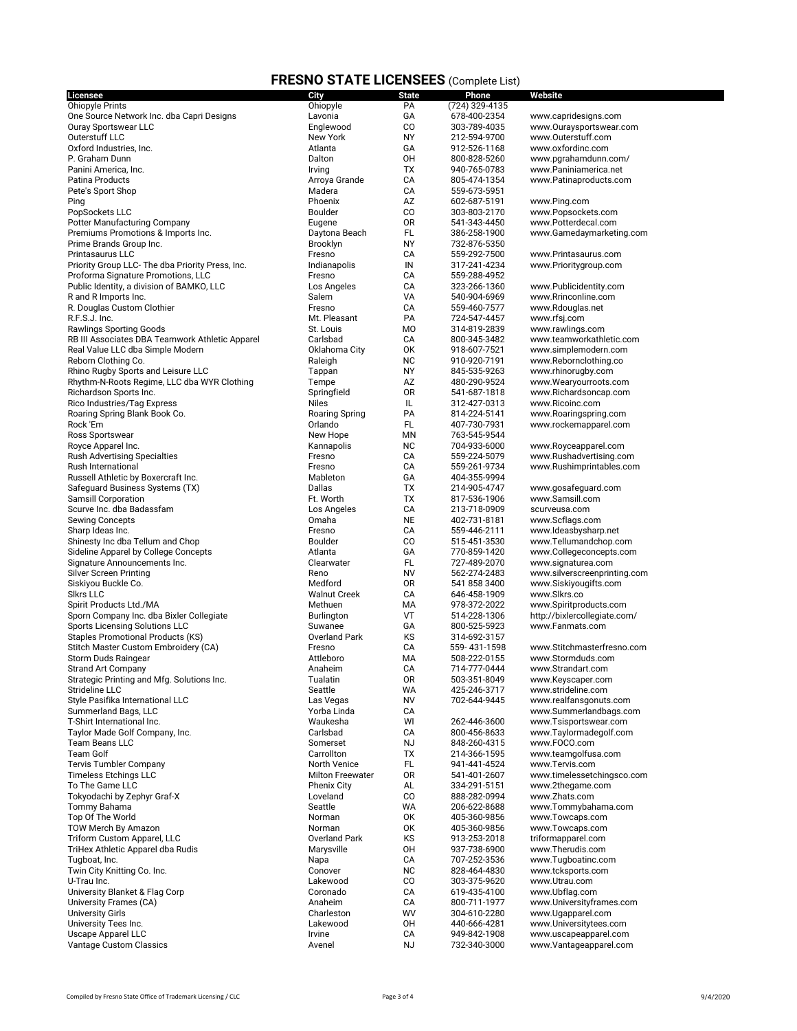## FRESNO STATE LICENSEES (Complete List)

| Licensee | City | State | Phone | Website |
|---|---|---|---|---|
| Ohiopyle Prints | Ohiopyle | PA | (724) 329-4135 | |
| One Source Network Inc. dba Capri Designs | Lavonia | GA | 678-400-2354 | www.capridesigns.com |
| Ouray Sportswear LLC | Englewood | CO | 303-789-4035 | www.Ouraysportswear.com |
| Outerstuff LLC | New York | NY | 212-594-9700 | www.Outerstuff.com |
| Oxford Industries, Inc. | Atlanta | GA | 912-526-1168 | www.oxfordinc.com |
| P. Graham Dunn | Dalton | OH | 800-828-5260 | www.pgrahamdunn.com/ |
| Panini America, Inc. | Irving | TX | 940-765-0783 | www.Paniniamerica.net |
| Patina Products | Arroya Grande | CA | 805-474-1354 | www.Patinaproducts.com |
| Pete's Sport Shop | Madera | CA | 559-673-5951 | |
| Ping | Phoenix | AZ | 602-687-5191 | www.Ping.com |
| PopSockets LLC | Boulder | CO | 303-803-2170 | www.Popsockets.com |
| Potter Manufacturing Company | Eugene | OR | 541-343-4450 | www.Potterdecal.com |
| Premiums Promotions & Imports Inc. | Daytona Beach | FL | 386-258-1900 | www.Gamedaymarketing.com |
| Prime Brands Group Inc. | Brooklyn | NY | 732-876-5350 | |
| Printasaurus LLC | Fresno | CA | 559-292-7500 | www.Printasaurus.com |
| Priority Group LLC- The dba Priority Press, Inc. | Indianapolis | IN | 317-241-4234 | www.Prioritygroup.com |
| Proforma Signature Promotions, LLC | Fresno | CA | 559-288-4952 | |
| Public Identity, a division of BAMKO, LLC | Los Angeles | CA | 323-266-1360 | www.Publicidentity.com |
| R and R Imports Inc. | Salem | VA | 540-904-6969 | www.Rrinconline.com |
| R. Douglas Custom Clothier | Fresno | CA | 559-460-7577 | www.Rdouglas.net |
| R.F.S.J. Inc. | Mt. Pleasant | PA | 724-547-4457 | www.rfsj.com |
| Rawlings Sporting Goods | St. Louis | MO | 314-819-2839 | www.rawlings.com |
| RB III Associates DBA Teamwork Athletic Apparel | Carlsbad | CA | 800-345-3482 | www.teamworkathletic.com |
| Real Value LLC dba Simple Modern | Oklahoma City | OK | 918-607-7521 | www.simplemodern.com |
| Reborn Clothing Co. | Raleigh | NC | 910-920-7191 | www.Rebornclothing.co |
| Rhino Rugby Sports and Leisure LLC | Tappan | NY | 845-535-9263 | www.rhinorugby.com |
| Rhythm-N-Roots Regime, LLC dba WYR Clothing | Tempe | AZ | 480-290-9524 | www.Wearyourroots.com |
| Richardson Sports Inc. | Springfield | OR | 541-687-1818 | www.Richardsoncap.com |
| Rico Industries/Tag Express | Niles | IL | 312-427-0313 | www.Ricoinc.com |
| Roaring Spring Blank Book Co. | Roaring Spring | PA | 814-224-5141 | www.Roaringspring.com |
| Rock 'Em | Orlando | FL | 407-730-7931 | www.rockemapparel.com |
| Ross Sportswear | New Hope | MN | 763-545-9544 | |
| Royce Apparel Inc. | Kannapolis | NC | 704-933-6000 | www.Royceapparel.com |
| Rush Advertising Specialties | Fresno | CA | 559-224-5079 | www.Rushadvertising.com |
| Rush International | Fresno | CA | 559-261-9734 | www.Rushimprintables.com |
| Russell Athletic by Boxercraft Inc. | Mableton | GA | 404-355-9994 | |
| Safeguard Business Systems (TX) | Dallas | TX | 214-905-4747 | www.gosafeguard.com |
| Samsill Corporation | Ft. Worth | TX | 817-536-1906 | www.Samsill.com |
| Scurve Inc. dba Badassfam | Los Angeles | CA | 213-718-0909 | scurveusa.com |
| Sewing Concepts | Omaha | NE | 402-731-8181 | www.Scflags.com |
| Sharp Ideas Inc. | Fresno | CA | 559-446-2111 | www.Ideasbysharp.net |
| Shinesty Inc dba Tellum and Chop | Boulder | CO | 515-451-3530 | www.Tellumandchop.com |
| Sideline Apparel by College Concepts | Atlanta | GA | 770-859-1420 | www.Collegeconcepts.com |
| Signature Announcements Inc. | Clearwater | FL | 727-489-2070 | www.signaturea.com |
| Silver Screen Printing | Reno | NV | 562-274-2483 | www.silverscreenprinting.com |
| Siskiyou Buckle Co. | Medford | OR | 541 858 3400 | www.Siskiyougifts.com |
| Slkrs LLC | Walnut Creek | CA | 646-458-1909 | www.Slkrs.co |
| Spirit Products Ltd./MA | Methuen | MA | 978-372-2022 | www.Spiritproducts.com |
| Sporn Company Inc. dba Bixler Collegiate | Burlington | VT | 514-228-1306 | http://bixlercollegiate.com/ |
| Sports Licensing Solutions LLC | Suwanee | GA | 800-525-5923 | www.Fanmats.com |
| Staples Promotional Products (KS) | Overland Park | KS | 314-692-3157 | |
| Stitch Master Custom Embroidery (CA) | Fresno | CA | 559- 431-1598 | www.Stitchmasterfresno.com |
| Storm Duds Raingear | Attleboro | MA | 508-222-0155 | www.Stormduds.com |
| Strand Art Company | Anaheim | CA | 714-777-0444 | www.Strandart.com |
| Strategic Printing and Mfg. Solutions Inc. | Tualatin | OR | 503-351-8049 | www.Keyscaper.com |
| Strideline LLC | Seattle | WA | 425-246-3717 | www.strideline.com |
| Style Pasifika International LLC | Las Vegas | NV | 702-644-9445 | www.realfansgonuts.com |
| Summerland Bags, LLC | Yorba Linda | CA | | www.Summerlandbags.com |
| T-Shirt International Inc. | Waukesha | WI | 262-446-3600 | www.Tsisportswear.com |
| Taylor Made Golf Company, Inc. | Carlsbad | CA | 800-456-8633 | www.Taylormadegolf.com |
| Team Beans LLC | Somerset | NJ | 848-260-4315 | www.FOCO.com |
| Team Golf | Carrollton | TX | 214-366-1595 | www.teamgolfusa.com |
| Tervis Tumbler Company | North Venice | FL | 941-441-4524 | www.Tervis.com |
| Timeless Etchings LLC | Milton Freewater | OR | 541-401-2607 | www.timelessetchingsco.com |
| To The Game LLC | Phenix City | AL | 334-291-5151 | www.2thegame.com |
| Tokyodachi by Zephyr Graf-X | Loveland | CO | 888-282-0994 | www.Zhats.com |
| Tommy Bahama | Seattle | WA | 206-622-8688 | www.Tommybahama.com |
| Top Of The World | Norman | OK | 405-360-9856 | www.Towcaps.com |
| TOW Merch By Amazon | Norman | OK | 405-360-9856 | www.Towcaps.com |
| Triform Custom Apparel, LLC | Overland Park | KS | 913-253-2018 | triformapparel.com |
| TriHex Athletic Apparel dba Rudis | Marysville | OH | 937-738-6900 | www.Therudis.com |
| Tugboat, Inc. | Napa | CA | 707-252-3536 | www.Tugboatinc.com |
| Twin City Knitting Co. Inc. | Conover | NC | 828-464-4830 | www.tcksports.com |
| U-Trau Inc. | Lakewood | CO | 303-375-9620 | www.Utrau.com |
| University Blanket & Flag Corp | Coronado | CA | 619-435-4100 | www.Ubflag.com |
| University Frames (CA) | Anaheim | CA | 800-711-1977 | www.Universityframes.com |
| University Girls | Charleston | WV | 304-610-2280 | www.Ugapparel.com |
| University Tees Inc. | Lakewood | OH | 440-666-4281 | www.Universitytees.com |
| Uscape Apparel LLC | Irvine | CA | 949-842-1908 | www.uscapeapparel.com |
| Vantage Custom Classics | Avenel | NJ | 732-340-3000 | www.Vantageapparel.com |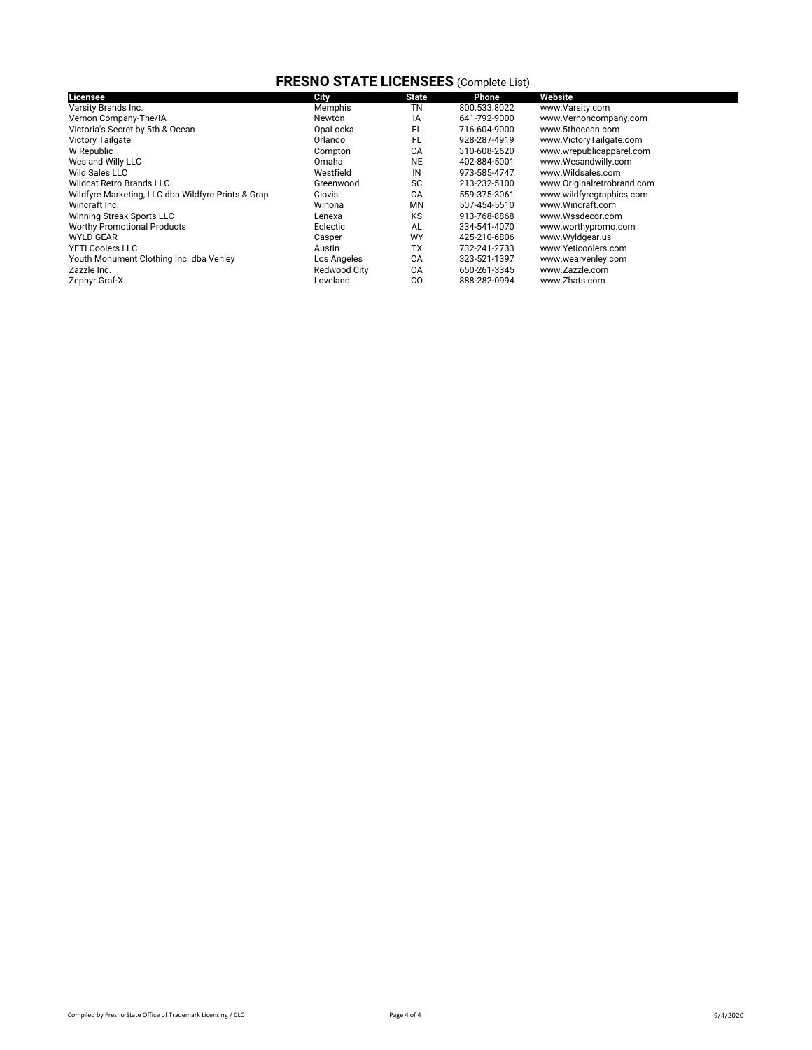# FRESNO STATE LICENSEES (Complete List)

| Licensee | City | State | Phone | Website |
|---|---|---|---|---|
| Varsity Brands Inc. | Memphis | TN | 800.533.8022 | www.Varsity.com |
| Vernon Company-The/IA | Newton | IA | 641-792-9000 | www.Vernoncompany.com |
| Victoria's Secret by 5th & Ocean | OpaLocka | FL | 716-604-9000 | www.5thocean.com |
| Victory Tailgate | Orlando | FL | 928-287-4919 | www.VictoryTailgate.com |
| W Republic | Compton | CA | 310-608-2620 | www.wrepublicapparel.com |
| Wes and Willy LLC | Omaha | NE | 402-884-5001 | www.Wesandwilly.com |
| Wild Sales LLC | Westfield | IN | 973-585-4747 | www.Wildsales.com |
| Wildcat Retro Brands LLC | Greenwood | SC | 213-232-5100 | www.Originalretrobrand.com |
| Wildfyre Marketing, LLC dba Wildfyre Prints & Grap | Clovis | CA | 559-375-3061 | www.wildfyregraphics.com |
| Wincraft Inc. | Winona | MN | 507-454-5510 | www.Wincraft.com |
| Winning Streak Sports LLC | Lenexa | KS | 913-768-8868 | www.Wssdecor.com |
| Worthy Promotional Products | Eclectic | AL | 334-541-4070 | www.worthypromo.com |
| WYLD GEAR | Casper | WY | 425-210-6806 | www.Wyldgear.us |
| YETI Coolers LLC | Austin | TX | 732-241-2733 | www.Yeticoolers.com |
| Youth Monument Clothing Inc. dba Venley | Los Angeles | CA | 323-521-1397 | www.wearvenley.com |
| Zazzle Inc. | Redwood City | CA | 650-261-3345 | www.Zazzle.com |
| Zephyr Graf-X | Loveland | CO | 888-282-0994 | www.Zhats.com |

Compiled by Fresno State Office of Trademark Licensing / CLC

9/4/2020